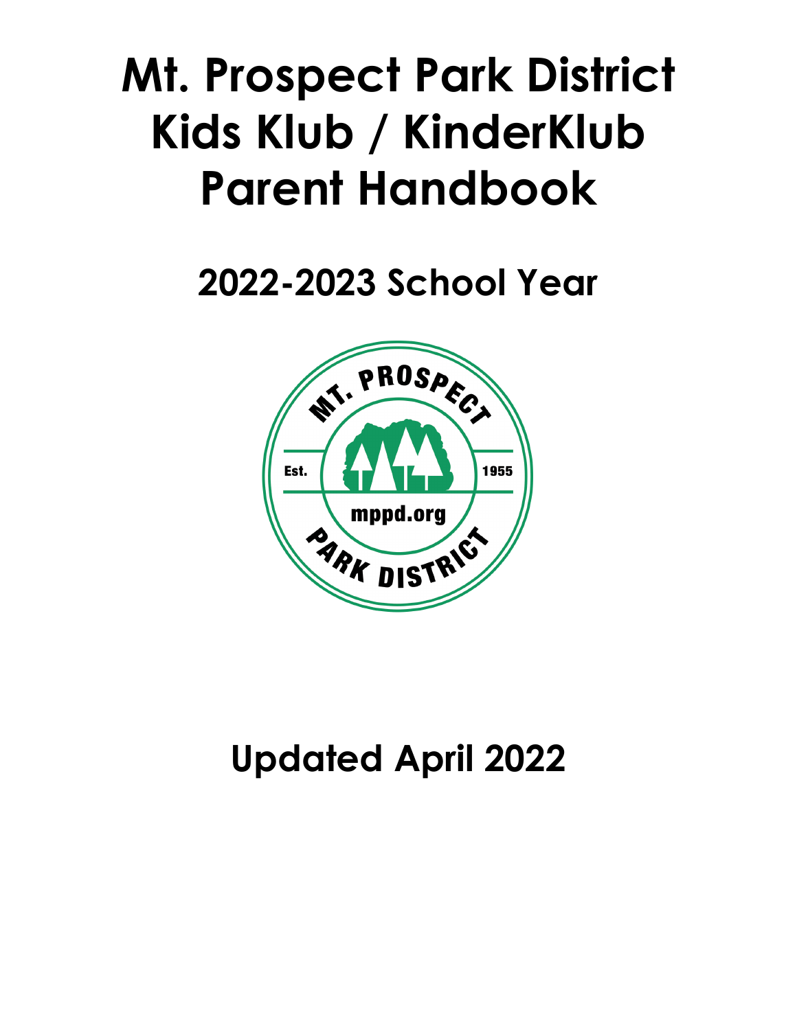# Mt. Prospect Park District Kids Klub / KinderKlub Parent Handbook

## 2022-2023 School Year

## Updated April 2022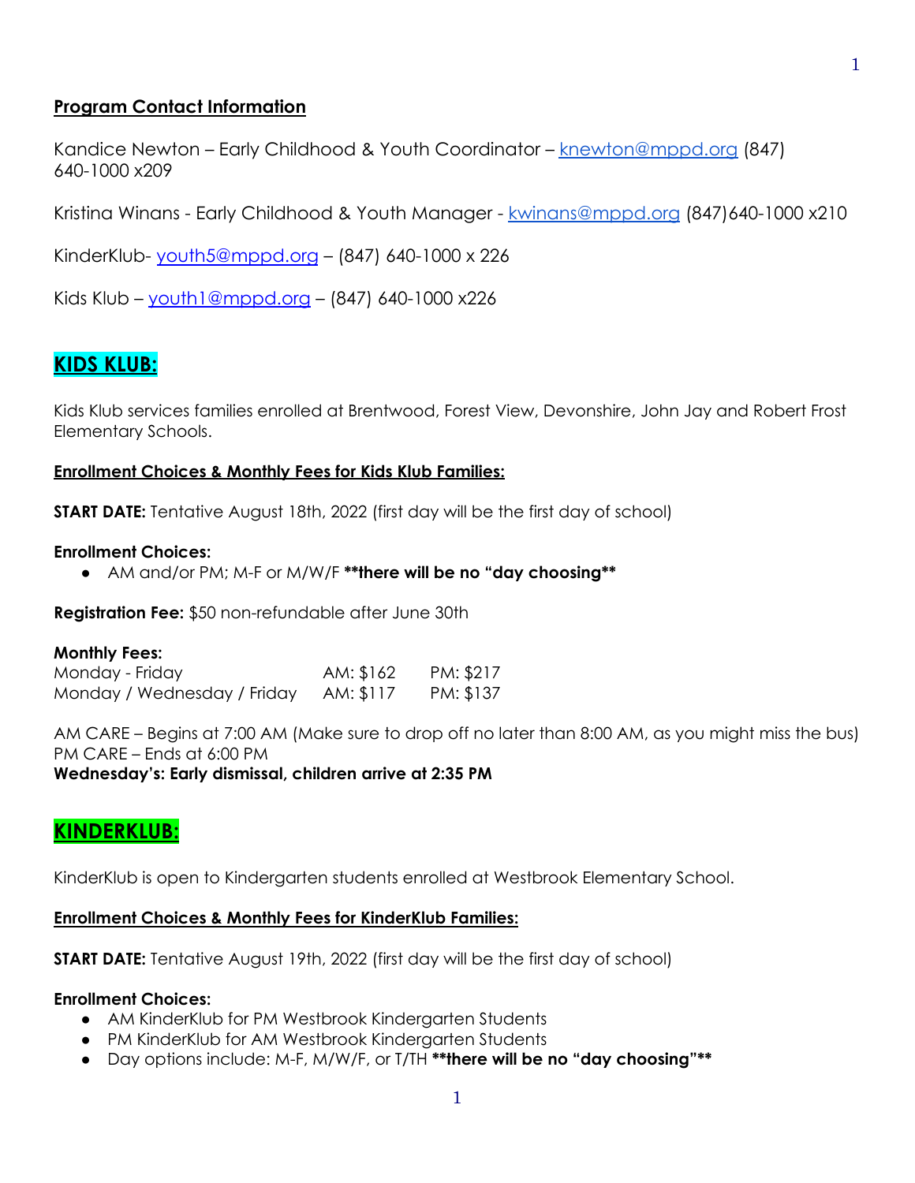## Program Contact Information

Kandice Newton – Early Childhood & Youth Coordinator – [knewton@mppd.org](mailto:knewton@mppd.org) (847) 640-1000 x209

Kristina Winans - Early Childhood & Youth Manager - [kwinans@mppd.org](mailto:kwinans@mppd.org) (847)640-1000 x210

KinderKlub- [youth5@mppd.org](mailto:youth5@mppd.org) – (847) 640-1000 x 226

Kids Klub – [youth1@mppd.org](mailto:youth1@mppd.org) – (847) 640-1000 x226

## KIDS KLUB:

Kids Klub services families enrolled at Brentwood, Forest View, Devonshire, John Jay and Robert Frost Elementary Schools.

### Enrollment Choices & Monthly Fees for Kids Klub Families:

**START DATE:** Tentative August 18th, 2022 (first day will be the first day of school)

**Enrollment Choices:**

- AM and/or PM; M-F or M/W/F **\*\*there will be no "day choosing\*\***

**Registration Fee:** $50 non-refundable after June 30th

**Monthly Fees:**

| | | |
|---|---|---|
| Monday - Friday | AM: $162 | PM: $217 |
| Monday / Wednesday / Friday | AM: $117 | PM: $137 |

AM CARE – Begins at 7:00 AM (Make sure to drop off no later than 8:00 AM, as you might miss the bus)
PM CARE – Ends at 6:00 PM
**Wednesday's: Early dismissal, children arrive at 2:35 PM**

## KINDERKLUB:

KinderKlub is open to Kindergarten students enrolled at Westbrook Elementary School.

### Enrollment Choices & Monthly Fees for KinderKlub Families:

**START DATE:** Tentative August 19th, 2022 (first day will be the first day of school)

**Enrollment Choices:**

- AM KinderKlub for PM Westbrook Kindergarten Students
- PM KinderKlub for AM Westbrook Kindergarten Students
- Day options include: M-F, M/W/F, or T/TH **\*\*there will be no "day choosing"\*\***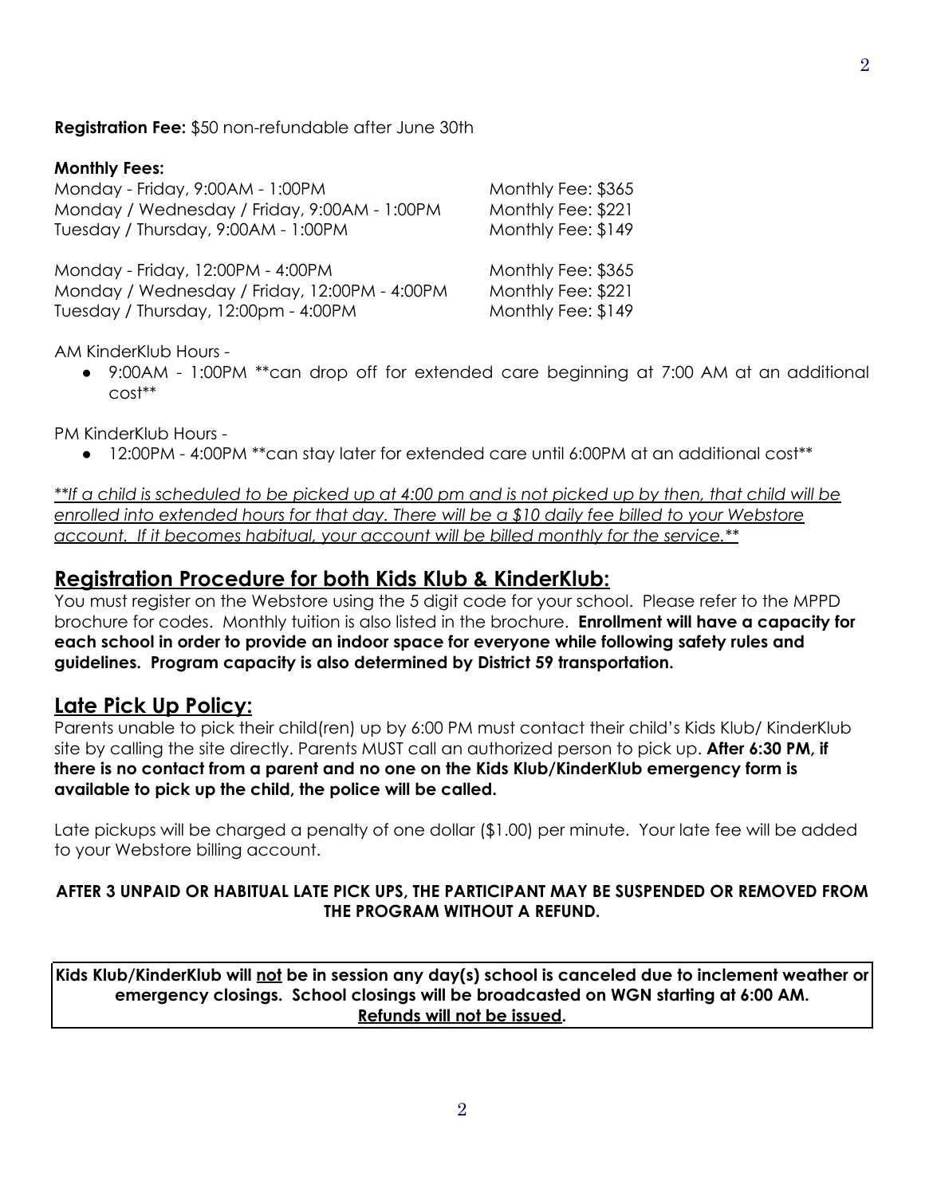**Registration Fee:** $50 non-refundable after June 30th

**Monthly Fees:**

| | |
|---|---|
| Monday - Friday, 9:00AM - 1:00PM | Monthly Fee: $365 |
| Monday / Wednesday / Friday, 9:00AM - 1:00PM | Monthly Fee: $221 |
| Tuesday / Thursday, 9:00AM - 1:00PM | Monthly Fee: $149 |
| Monday - Friday, 12:00PM - 4:00PM | Monthly Fee: $365 |
| Monday / Wednesday / Friday, 12:00PM - 4:00PM | Monthly Fee: $221 |
| Tuesday / Thursday, 12:00pm - 4:00PM | Monthly Fee: $149 |

AM KinderKlub Hours -

- 9:00AM - 1:00PM **can drop off for extended care beginning at 7:00 AM at an additional cost**

PM KinderKlub Hours -

- 12:00PM - 4:00PM **can stay later for extended care until 6:00PM at an additional cost**

*<u>**If a child is scheduled to be picked up at 4:00 pm and is not picked up by then, that child will be enrolled into extended hours for that day. There will be a $10 daily fee billed to your Webstore account. If it becomes habitual, your account will be billed monthly for the service.**</u>*

## Registration Procedure for both Kids Klub & KinderKlub:

You must register on the Webstore using the 5 digit code for your school. Please refer to the MPPD brochure for codes. Monthly tuition is also listed in the brochure. **Enrollment will have a capacity for each school in order to provide an indoor space for everyone while following safety rules and guidelines. Program capacity is also determined by District 59 transportation.**

## Late Pick Up Policy:

Parents unable to pick their child(ren) up by 6:00 PM must contact their child's Kids Klub/ KinderKlub site by calling the site directly. Parents MUST call an authorized person to pick up. **After 6:30 PM, if there is no contact from a parent and no one on the Kids Klub/KinderKlub emergency form is available to pick up the child, the police will be called.**

Late pickups will be charged a penalty of one dollar ($1.00) per minute. Your late fee will be added to your Webstore billing account.

**AFTER 3 UNPAID OR HABITUAL LATE PICK UPS, THE PARTICIPANT MAY BE SUSPENDED OR REMOVED FROM THE PROGRAM WITHOUT A REFUND.**

**Kids Klub/KinderKlub will <u>not</u> be in session any day(s) school is canceled due to inclement weather or emergency closings. School closings will be broadcasted on WGN starting at 6:00 AM. <u>Refunds will not be issued</u>.**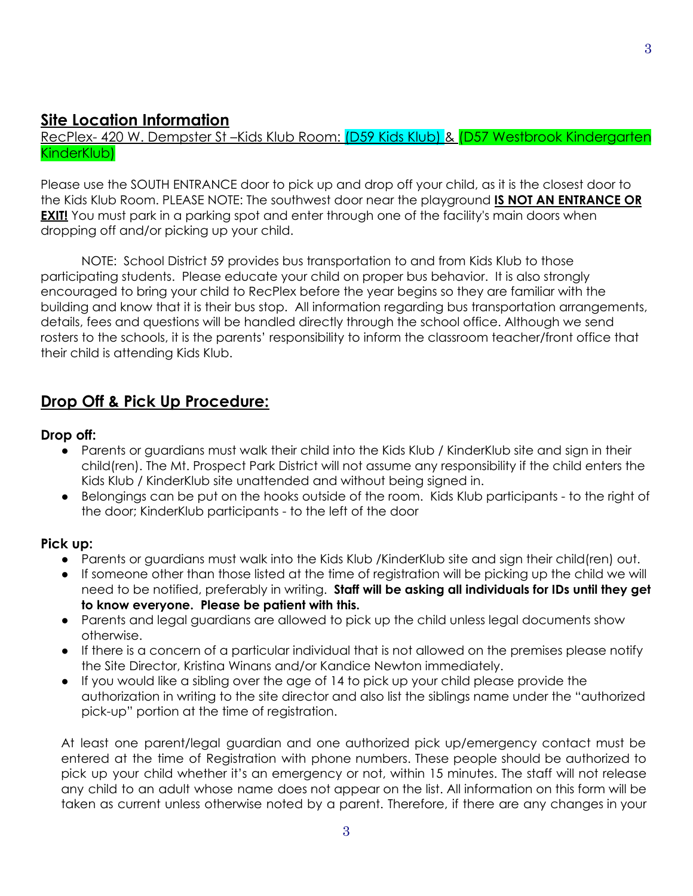## Site Location Information

RecPlex- 420 W. Dempster St –Kids Klub Room: (D59 Kids Klub) & (D57 Westbrook Kindergarten KinderKlub)

Please use the SOUTH ENTRANCE door to pick up and drop off your child, as it is the closest door to the Kids Klub Room. PLEASE NOTE: The southwest door near the playground **IS NOT AN ENTRANCE OR EXIT!** You must park in a parking spot and enter through one of the facility's main doors when dropping off and/or picking up your child.

NOTE: School District 59 provides bus transportation to and from Kids Klub to those participating students. Please educate your child on proper bus behavior. It is also strongly encouraged to bring your child to RecPlex before the year begins so they are familiar with the building and know that it is their bus stop. All information regarding bus transportation arrangements, details, fees and questions will be handled directly through the school office. Although we send rosters to the schools, it is the parents' responsibility to inform the classroom teacher/front office that their child is attending Kids Klub.

## Drop Off & Pick Up Procedure:

### Drop off:

- Parents or guardians must walk their child into the Kids Klub / KinderKlub site and sign in their child(ren). The Mt. Prospect Park District will not assume any responsibility if the child enters the Kids Klub / KinderKlub site unattended and without being signed in.
- Belongings can be put on the hooks outside of the room. Kids Klub participants - to the right of the door; KinderKlub participants - to the left of the door

### Pick up:

- Parents or guardians must walk into the Kids Klub /KinderKlub site and sign their child(ren) out.
- If someone other than those listed at the time of registration will be picking up the child we will need to be notified, preferably in writing. **Staff will be asking all individuals for IDs until they get to know everyone. Please be patient with this.**
- Parents and legal guardians are allowed to pick up the child unless legal documents show otherwise.
- If there is a concern of a particular individual that is not allowed on the premises please notify the Site Director, Kristina Winans and/or Kandice Newton immediately.
- If you would like a sibling over the age of 14 to pick up your child please provide the authorization in writing to the site director and also list the siblings name under the "authorized pick-up" portion at the time of registration.

At least one parent/legal guardian and one authorized pick up/emergency contact must be entered at the time of Registration with phone numbers. These people should be authorized to pick up your child whether it's an emergency or not, within 15 minutes. The staff will not release any child to an adult whose name does not appear on the list. All information on this form will be taken as current unless otherwise noted by a parent. Therefore, if there are any changes in your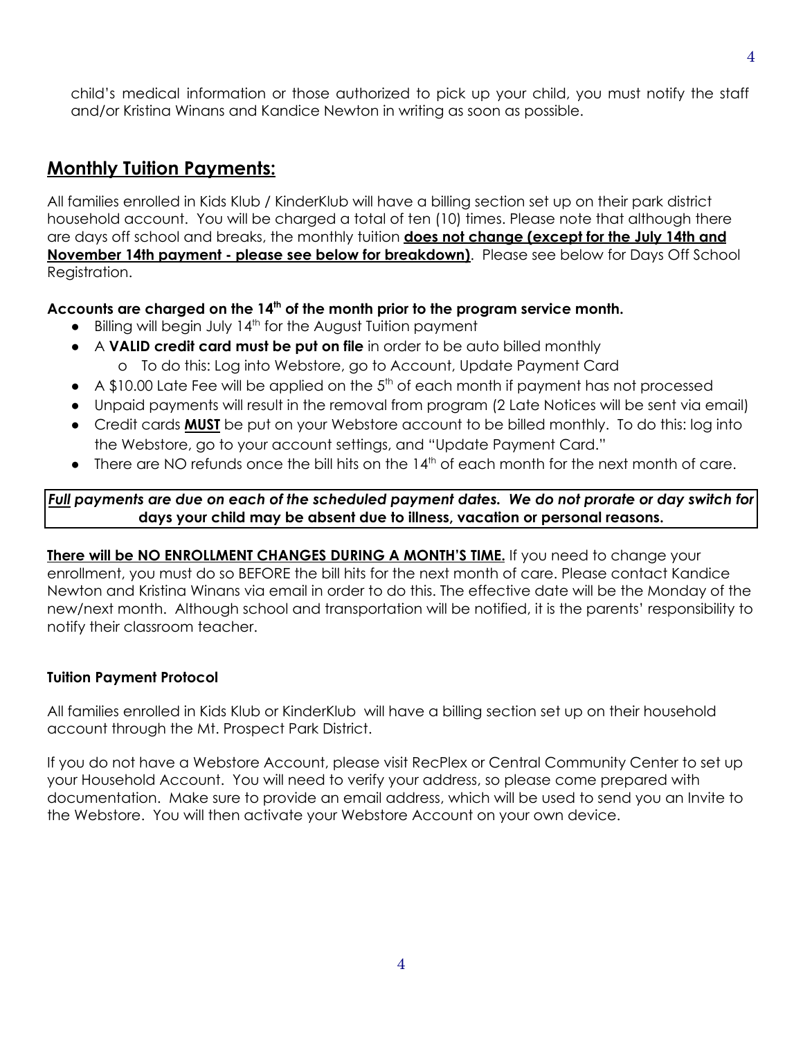child's medical information or those authorized to pick up your child, you must notify the staff and/or Kristina Winans and Kandice Newton in writing as soon as possible.

## Monthly Tuition Payments:

All families enrolled in Kids Klub / KinderKlub will have a billing section set up on their park district household account. You will be charged a total of ten (10) times. Please note that although there are days off school and breaks, the monthly tuition **does not change (except for the July 14th and November 14th payment - please see below for breakdown)**. Please see below for Days Off School Registration.

**Accounts are charged on the 14th of the month prior to the program service month.**

- Billing will begin July 14th for the August Tuition payment
- A **VALID credit card must be put on file** in order to be auto billed monthly
  - To do this: Log into Webstore, go to Account, Update Payment Card
- A $10.00 Late Fee will be applied on the 5th of each month if payment has not processed
- Unpaid payments will result in the removal from program (2 Late Notices will be sent via email)
- Credit cards **MUST** be put on your Webstore account to be billed monthly. To do this: log into the Webstore, go to your account settings, and "Update Payment Card."
- There are NO refunds once the bill hits on the 14th of each month for the next month of care.

***Full* payments are due on each of the scheduled payment dates. We do not prorate or day switch for days your child may be absent due to illness, vacation or personal reasons.**

**There will be NO ENROLLMENT CHANGES DURING A MONTH'S TIME.** If you need to change your enrollment, you must do so BEFORE the bill hits for the next month of care. Please contact Kandice Newton and Kristina Winans via email in order to do this. The effective date will be the Monday of the new/next month. Although school and transportation will be notified, it is the parents' responsibility to notify their classroom teacher.

#### Tuition Payment Protocol

All families enrolled in Kids Klub or KinderKlub will have a billing section set up on their household account through the Mt. Prospect Park District.

If you do not have a Webstore Account, please visit RecPlex or Central Community Center to set up your Household Account. You will need to verify your address, so please come prepared with documentation. Make sure to provide an email address, which will be used to send you an Invite to the Webstore. You will then activate your Webstore Account on your own device.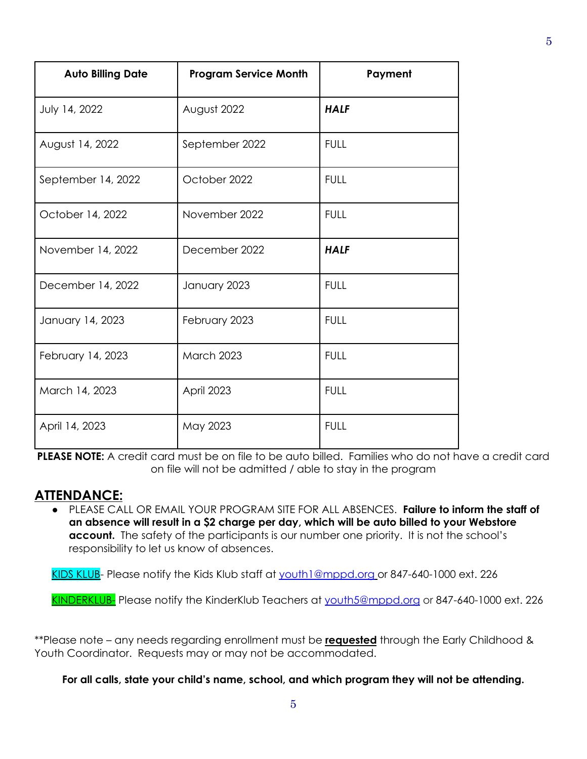| Auto Billing Date | Program Service Month | Payment |
|---|---|---|
| July 14, 2022 | August 2022 | ***HALF*** |
| August 14, 2022 | September 2022 | FULL |
| September 14, 2022 | October 2022 | FULL |
| October 14, 2022 | November 2022 | FULL |
| November 14, 2022 | December 2022 | ***HALF*** |
| December 14, 2022 | January 2023 | FULL |
| January 14, 2023 | February 2023 | FULL |
| February 14, 2023 | March 2023 | FULL |
| March 14, 2023 | April 2023 | FULL |
| April 14, 2023 | May 2023 | FULL |

**PLEASE NOTE:** A credit card must be on file to be auto billed. Families who do not have a credit card on file will not be admitted / able to stay in the program

## ATTENDANCE:

- PLEASE CALL OR EMAIL YOUR PROGRAM SITE FOR ALL ABSENCES. **Failure to inform the staff of an absence will result in a $2 charge per day, which will be auto billed to your Webstore account.** The safety of the participants is our number one priority. It is not the school's responsibility to let us know of absences.

KIDS KLUB- Please notify the Kids Klub staff at youth1@mppd.org or 847-640-1000 ext. 226

KINDERKLUB- Please notify the KinderKlub Teachers at youth5@mppd.org or 847-640-1000 ext. 226

**Please note – any needs regarding enrollment must be **requested** through the Early Childhood & Youth Coordinator. Requests may or may not be accommodated.

**For all calls, state your child's name, school, and which program they will not be attending.**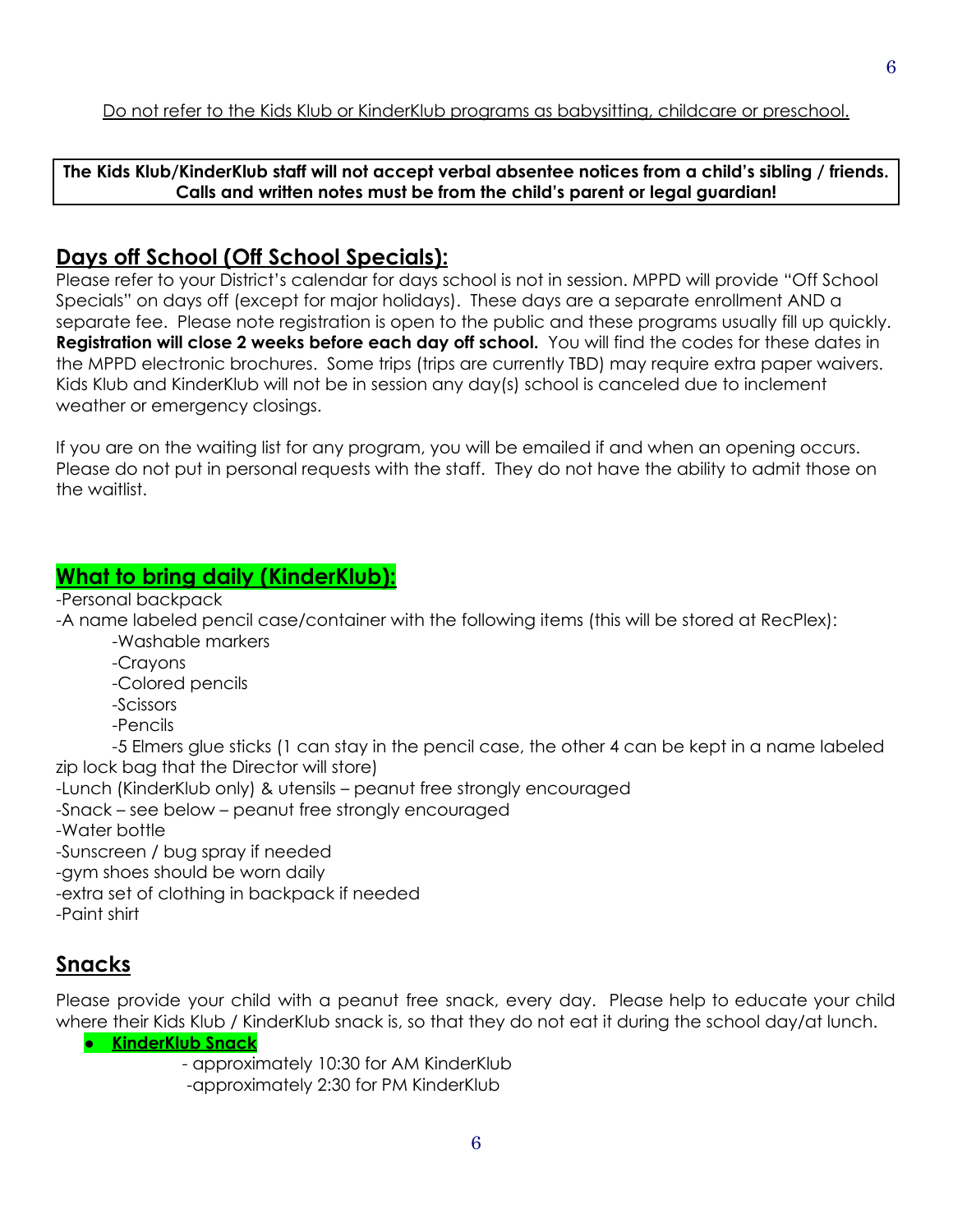Do not refer to the Kids Klub or KinderKlub programs as babysitting, childcare or preschool.

**The Kids Klub/KinderKlub staff will not accept verbal absentee notices from a child's sibling / friends. Calls and written notes must be from the child's parent or legal guardian!**

## Days off School (Off School Specials):

Please refer to your District's calendar for days school is not in session. MPPD will provide "Off School Specials" on days off (except for major holidays). These days are a separate enrollment AND a separate fee. Please note registration is open to the public and these programs usually fill up quickly. **Registration will close 2 weeks before each day off school.** You will find the codes for these dates in the MPPD electronic brochures. Some trips (trips are currently TBD) may require extra paper waivers. Kids Klub and KinderKlub will not be in session any day(s) school is canceled due to inclement weather or emergency closings.

If you are on the waiting list for any program, you will be emailed if and when an opening occurs. Please do not put in personal requests with the staff. They do not have the ability to admit those on the waitlist.

## What to bring daily (KinderKlub):

-Personal backpack

-A name labeled pencil case/container with the following items (this will be stored at RecPlex):

- -Washable markers
- -Crayons
- -Colored pencils
- -Scissors
- -Pencils
- -5 Elmers glue sticks (1 can stay in the pencil case, the other 4 can be kept in a name labeled zip lock bag that the Director will store)

-Lunch (KinderKlub only) & utensils – peanut free strongly encouraged

-Snack – see below – peanut free strongly encouraged

-Water bottle

-Sunscreen / bug spray if needed

-gym shoes should be worn daily

-extra set of clothing in backpack if needed

-Paint shirt

## Snacks

Please provide your child with a peanut free snack, every day. Please help to educate your child where their Kids Klub / KinderKlub snack is, so that they do not eat it during the school day/at lunch.

- **KinderKlub Snack**
  - approximately 10:30 for AM KinderKlub
  - approximately 2:30 for PM KinderKlub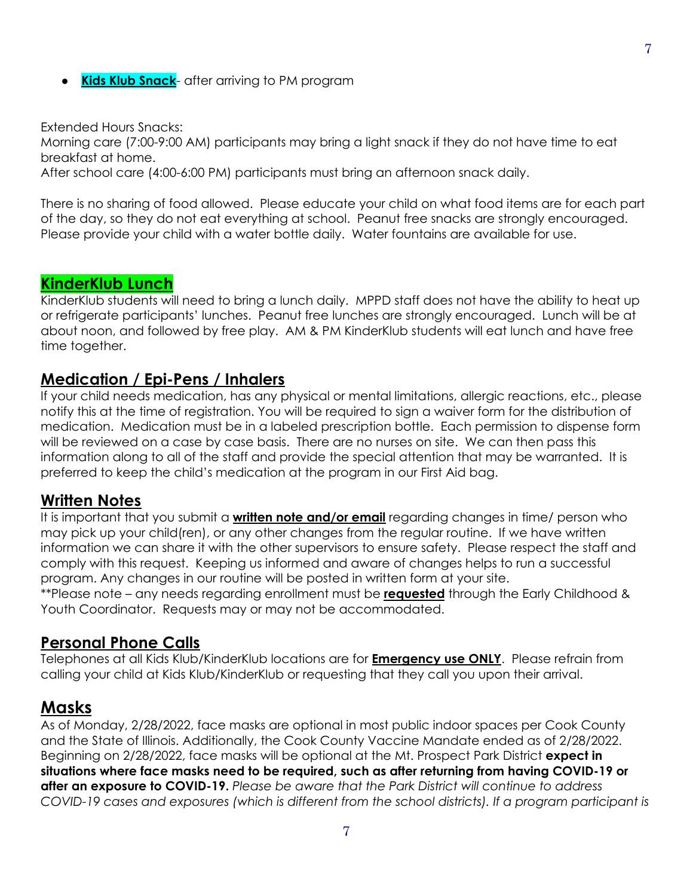- **Kids Klub Snack**- after arriving to PM program

Extended Hours Snacks:
Morning care (7:00-9:00 AM) participants may bring a light snack if they do not have time to eat breakfast at home.
After school care (4:00-6:00 PM) participants must bring an afternoon snack daily.

There is no sharing of food allowed. Please educate your child on what food items are for each part of the day, so they do not eat everything at school. Peanut free snacks are strongly encouraged. Please provide your child with a water bottle daily. Water fountains are available for use.

## KinderKlub Lunch

KinderKlub students will need to bring a lunch daily. MPPD staff does not have the ability to heat up or refrigerate participants' lunches. Peanut free lunches are strongly encouraged. Lunch will be at about noon, and followed by free play. AM & PM KinderKlub students will eat lunch and have free time together.

## Medication / Epi-Pens / Inhalers

If your child needs medication, has any physical or mental limitations, allergic reactions, etc., please notify this at the time of registration. You will be required to sign a waiver form for the distribution of medication. Medication must be in a labeled prescription bottle. Each permission to dispense form will be reviewed on a case by case basis. There are no nurses on site. We can then pass this information along to all of the staff and provide the special attention that may be warranted. It is preferred to keep the child's medication at the program in our First Aid bag.

## Written Notes

It is important that you submit a **written note and/or email** regarding changes in time/ person who may pick up your child(ren), or any other changes from the regular routine. If we have written information we can share it with the other supervisors to ensure safety. Please respect the staff and comply with this request. Keeping us informed and aware of changes helps to run a successful program. Any changes in our routine will be posted in written form at your site.
**Please note – any needs regarding enrollment must be **requested** through the Early Childhood & Youth Coordinator. Requests may or may not be accommodated.

## Personal Phone Calls

Telephones at all Kids Klub/KinderKlub locations are for **Emergency use ONLY**. Please refrain from calling your child at Kids Klub/KinderKlub or requesting that they call you upon their arrival.

## Masks

As of Monday, 2/28/2022, face masks are optional in most public indoor spaces per Cook County and the State of Illinois. Additionally, the Cook County Vaccine Mandate ended as of 2/28/2022. Beginning on 2/28/2022, face masks will be optional at the Mt. Prospect Park District **expect in situations where face masks need to be required, such as after returning from having COVID-19 or after an exposure to COVID-19.** *Please be aware that the Park District will continue to address COVID-19 cases and exposures (which is different from the school districts). If a program participant is*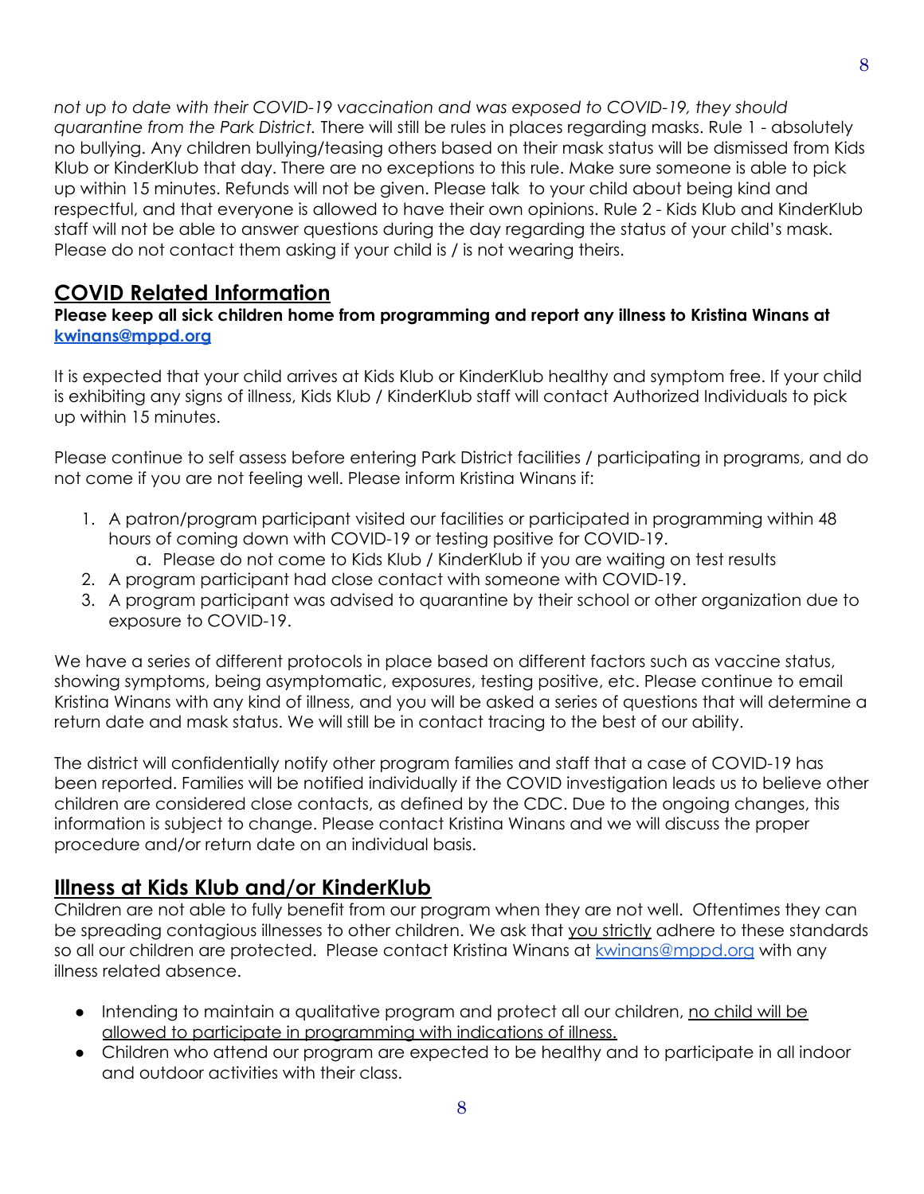*not up to date with their COVID-19 vaccination and was exposed to COVID-19, they should quarantine from the Park District.* There will still be rules in places regarding masks. Rule 1 - absolutely no bullying. Any children bullying/teasing others based on their mask status will be dismissed from Kids Klub or KinderKlub that day. There are no exceptions to this rule. Make sure someone is able to pick up within 15 minutes. Refunds will not be given. Please talk to your child about being kind and respectful, and that everyone is allowed to have their own opinions. Rule 2 - Kids Klub and KinderKlub staff will not be able to answer questions during the day regarding the status of your child's mask. Please do not contact them asking if your child is / is not wearing theirs.

## COVID Related Information

**Please keep all sick children home from programming and report any illness to Kristina Winans at [kwinans@mppd.org](mailto:kwinans@mppd.org)**

It is expected that your child arrives at Kids Klub or KinderKlub healthy and symptom free. If your child is exhibiting any signs of illness, Kids Klub / KinderKlub staff will contact Authorized Individuals to pick up within 15 minutes.

Please continue to self assess before entering Park District facilities / participating in programs, and do not come if you are not feeling well. Please inform Kristina Winans if:

1. A patron/program participant visited our facilities or participated in programming within 48 hours of coming down with COVID-19 or testing positive for COVID-19.
   a. Please do not come to Kids Klub / KinderKlub if you are waiting on test results
2. A program participant had close contact with someone with COVID-19.
3. A program participant was advised to quarantine by their school or other organization due to exposure to COVID-19.

We have a series of different protocols in place based on different factors such as vaccine status, showing symptoms, being asymptomatic, exposures, testing positive, etc. Please continue to email Kristina Winans with any kind of illness, and you will be asked a series of questions that will determine a return date and mask status. We will still be in contact tracing to the best of our ability.

The district will confidentially notify other program families and staff that a case of COVID-19 has been reported. Families will be notified individually if the COVID investigation leads us to believe other children are considered close contacts, as defined by the CDC. Due to the ongoing changes, this information is subject to change. Please contact Kristina Winans and we will discuss the proper procedure and/or return date on an individual basis.

## Illness at Kids Klub and/or KinderKlub

Children are not able to fully benefit from our program when they are not well. Oftentimes they can be spreading contagious illnesses to other children. We ask that you strictly adhere to these standards so all our children are protected. Please contact Kristina Winans at [kwinans@mppd.org](mailto:kwinans@mppd.org) with any illness related absence.

- Intending to maintain a qualitative program and protect all our children, no child will be allowed to participate in programming with indications of illness.
- Children who attend our program are expected to be healthy and to participate in all indoor and outdoor activities with their class.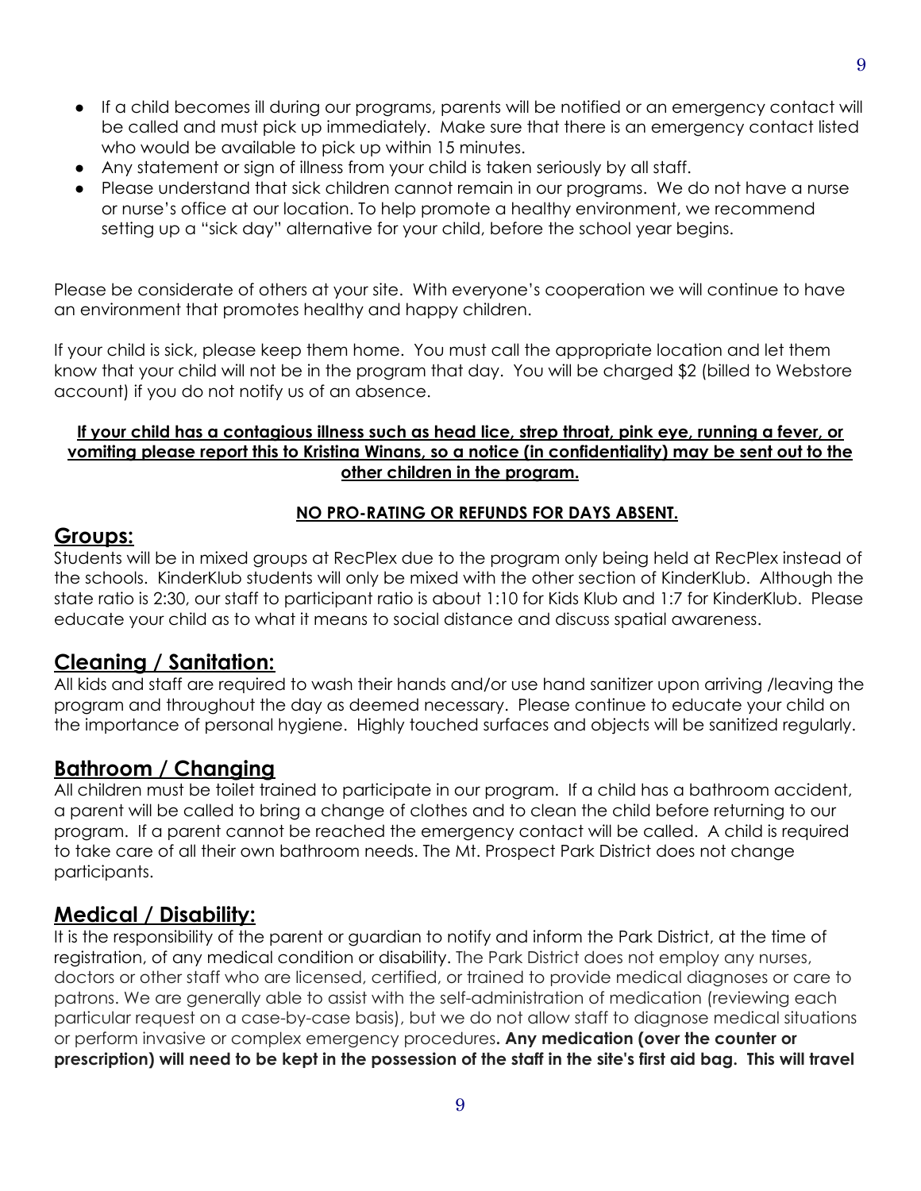- If a child becomes ill during our programs, parents will be notified or an emergency contact will be called and must pick up immediately. Make sure that there is an emergency contact listed who would be available to pick up within 15 minutes.
- Any statement or sign of illness from your child is taken seriously by all staff.
- Please understand that sick children cannot remain in our programs. We do not have a nurse or nurse's office at our location. To help promote a healthy environment, we recommend setting up a "sick day" alternative for your child, before the school year begins.

Please be considerate of others at your site. With everyone's cooperation we will continue to have an environment that promotes healthy and happy children.

If your child is sick, please keep them home. You must call the appropriate location and let them know that your child will not be in the program that day. You will be charged $2 (billed to Webstore account) if you do not notify us of an absence.

**If your child has a contagious illness such as head lice, strep throat, pink eye, running a fever, or vomiting please report this to Kristina Winans, so a notice (in confidentiality) may be sent out to the other children in the program.**

**NO PRO-RATING OR REFUNDS FOR DAYS ABSENT.**

## Groups:

Students will be in mixed groups at RecPlex due to the program only being held at RecPlex instead of the schools. KinderKlub students will only be mixed with the other section of KinderKlub. Although the state ratio is 2:30, our staff to participant ratio is about 1:10 for Kids Klub and 1:7 for KinderKlub. Please educate your child as to what it means to social distance and discuss spatial awareness.

## Cleaning / Sanitation:

All kids and staff are required to wash their hands and/or use hand sanitizer upon arriving /leaving the program and throughout the day as deemed necessary. Please continue to educate your child on the importance of personal hygiene. Highly touched surfaces and objects will be sanitized regularly.

## Bathroom / Changing

All children must be toilet trained to participate in our program. If a child has a bathroom accident, a parent will be called to bring a change of clothes and to clean the child before returning to our program. If a parent cannot be reached the emergency contact will be called. A child is required to take care of all their own bathroom needs. The Mt. Prospect Park District does not change participants.

## Medical / Disability:

It is the responsibility of the parent or guardian to notify and inform the Park District, at the time of registration, of any medical condition or disability. The Park District does not employ any nurses, doctors or other staff who are licensed, certified, or trained to provide medical diagnoses or care to patrons. We are generally able to assist with the self-administration of medication (reviewing each particular request on a case-by-case basis), but we do not allow staff to diagnose medical situations or perform invasive or complex emergency procedures**. Any medication (over the counter or prescription) will need to be kept in the possession of the staff in the site's first aid bag. This will travel**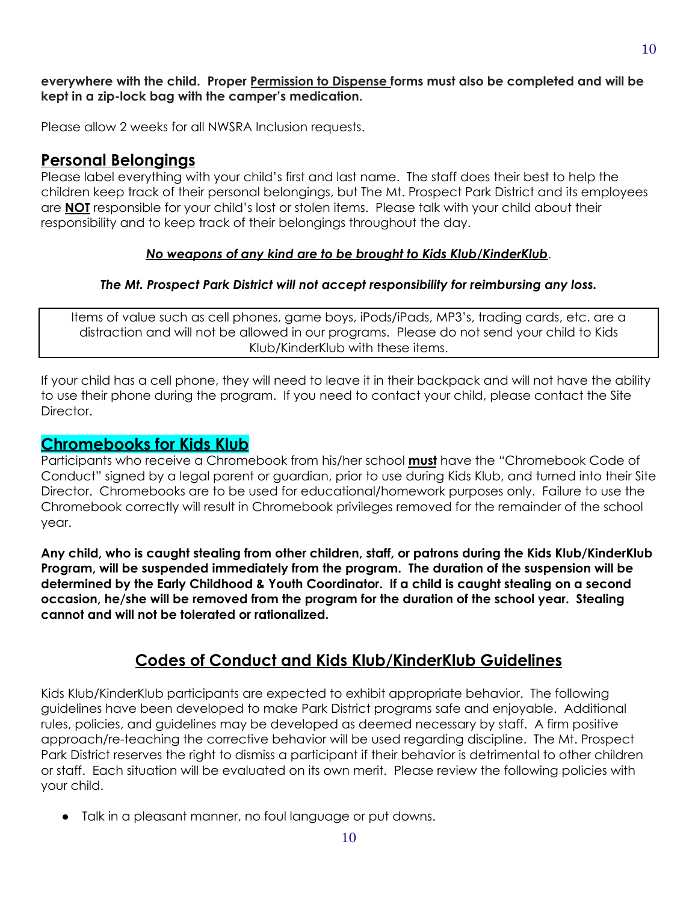**everywhere with the child. Proper Permission to Dispense forms must also be completed and will be kept in a zip-lock bag with the camper's medication.**

Please allow 2 weeks for all NWSRA Inclusion requests.

## Personal Belongings

Please label everything with your child's first and last name. The staff does their best to help the children keep track of their personal belongings, but The Mt. Prospect Park District and its employees are **NOT** responsible for your child's lost or stolen items. Please talk with your child about their responsibility and to keep track of their belongings throughout the day.

***No weapons of any kind are to be brought to Kids Klub/KinderKlub.***

***The Mt. Prospect Park District will not accept responsibility for reimbursing any loss.***

Items of value such as cell phones, game boys, iPods/iPads, MP3's, trading cards, etc. are a distraction and will not be allowed in our programs. Please do not send your child to Kids Klub/KinderKlub with these items.

If your child has a cell phone, they will need to leave it in their backpack and will not have the ability to use their phone during the program. If you need to contact your child, please contact the Site Director.

## Chromebooks for Kids Klub

Participants who receive a Chromebook from his/her school **must** have the "Chromebook Code of Conduct" signed by a legal parent or guardian, prior to use during Kids Klub, and turned into their Site Director. Chromebooks are to be used for educational/homework purposes only. Failure to use the Chromebook correctly will result in Chromebook privileges removed for the remainder of the school year.

**Any child, who is caught stealing from other children, staff, or patrons during the Kids Klub/KinderKlub Program, will be suspended immediately from the program. The duration of the suspension will be determined by the Early Childhood & Youth Coordinator. If a child is caught stealing on a second occasion, he/she will be removed from the program for the duration of the school year. Stealing cannot and will not be tolerated or rationalized.**

## Codes of Conduct and Kids Klub/KinderKlub Guidelines

Kids Klub/KinderKlub participants are expected to exhibit appropriate behavior. The following guidelines have been developed to make Park District programs safe and enjoyable. Additional rules, policies, and guidelines may be developed as deemed necessary by staff. A firm positive approach/re-teaching the corrective behavior will be used regarding discipline. The Mt. Prospect Park District reserves the right to dismiss a participant if their behavior is detrimental to other children or staff. Each situation will be evaluated on its own merit. Please review the following policies with your child.

- Talk in a pleasant manner, no foul language or put downs.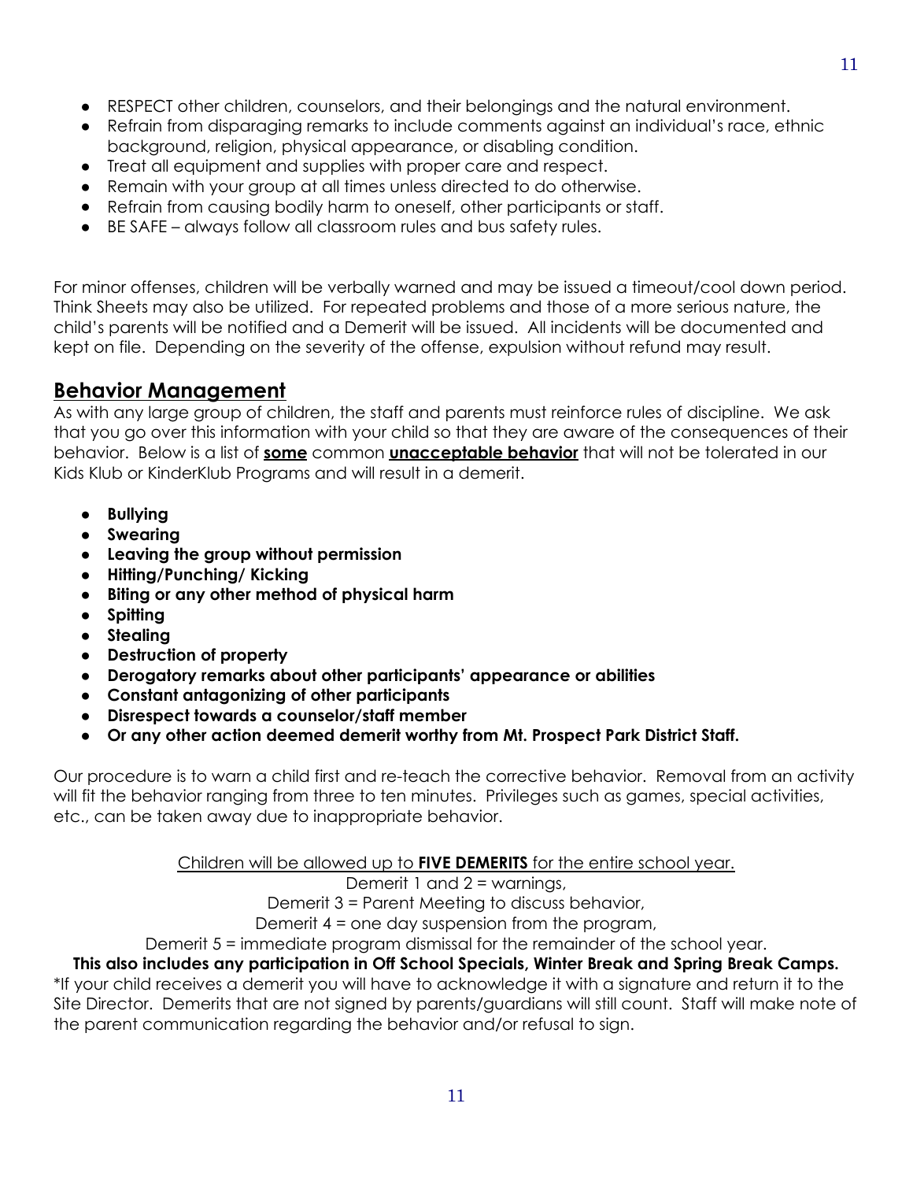- RESPECT other children, counselors, and their belongings and the natural environment.
- Refrain from disparaging remarks to include comments against an individual's race, ethnic background, religion, physical appearance, or disabling condition.
- Treat all equipment and supplies with proper care and respect.
- Remain with your group at all times unless directed to do otherwise.
- Refrain from causing bodily harm to oneself, other participants or staff.
- BE SAFE – always follow all classroom rules and bus safety rules.

For minor offenses, children will be verbally warned and may be issued a timeout/cool down period. Think Sheets may also be utilized. For repeated problems and those of a more serious nature, the child's parents will be notified and a Demerit will be issued. All incidents will be documented and kept on file. Depending on the severity of the offense, expulsion without refund may result.

## Behavior Management

As with any large group of children, the staff and parents must reinforce rules of discipline. We ask that you go over this information with your child so that they are aware of the consequences of their behavior. Below is a list of **some** common **unacceptable behavior** that will not be tolerated in our Kids Klub or KinderKlub Programs and will result in a demerit.

- **Bullying**
- **Swearing**
- **Leaving the group without permission**
- **Hitting/Punching/ Kicking**
- **Biting or any other method of physical harm**
- **Spitting**
- **Stealing**
- **Destruction of property**
- **Derogatory remarks about other participants' appearance or abilities**
- **Constant antagonizing of other participants**
- **Disrespect towards a counselor/staff member**
- **Or any other action deemed demerit worthy from Mt. Prospect Park District Staff.**

Our procedure is to warn a child first and re-teach the corrective behavior. Removal from an activity will fit the behavior ranging from three to ten minutes. Privileges such as games, special activities, etc., can be taken away due to inappropriate behavior.

Children will be allowed up to **FIVE DEMERITS** for the entire school year.

Demerit 1 and 2 = warnings,

Demerit 3 = Parent Meeting to discuss behavior,

Demerit 4 = one day suspension from the program,

Demerit 5 = immediate program dismissal for the remainder of the school year.

**This also includes any participation in Off School Specials, Winter Break and Spring Break Camps.**

*If your child receives a demerit you will have to acknowledge it with a signature and return it to the Site Director. Demerits that are not signed by parents/guardians will still count. Staff will make note of the parent communication regarding the behavior and/or refusal to sign.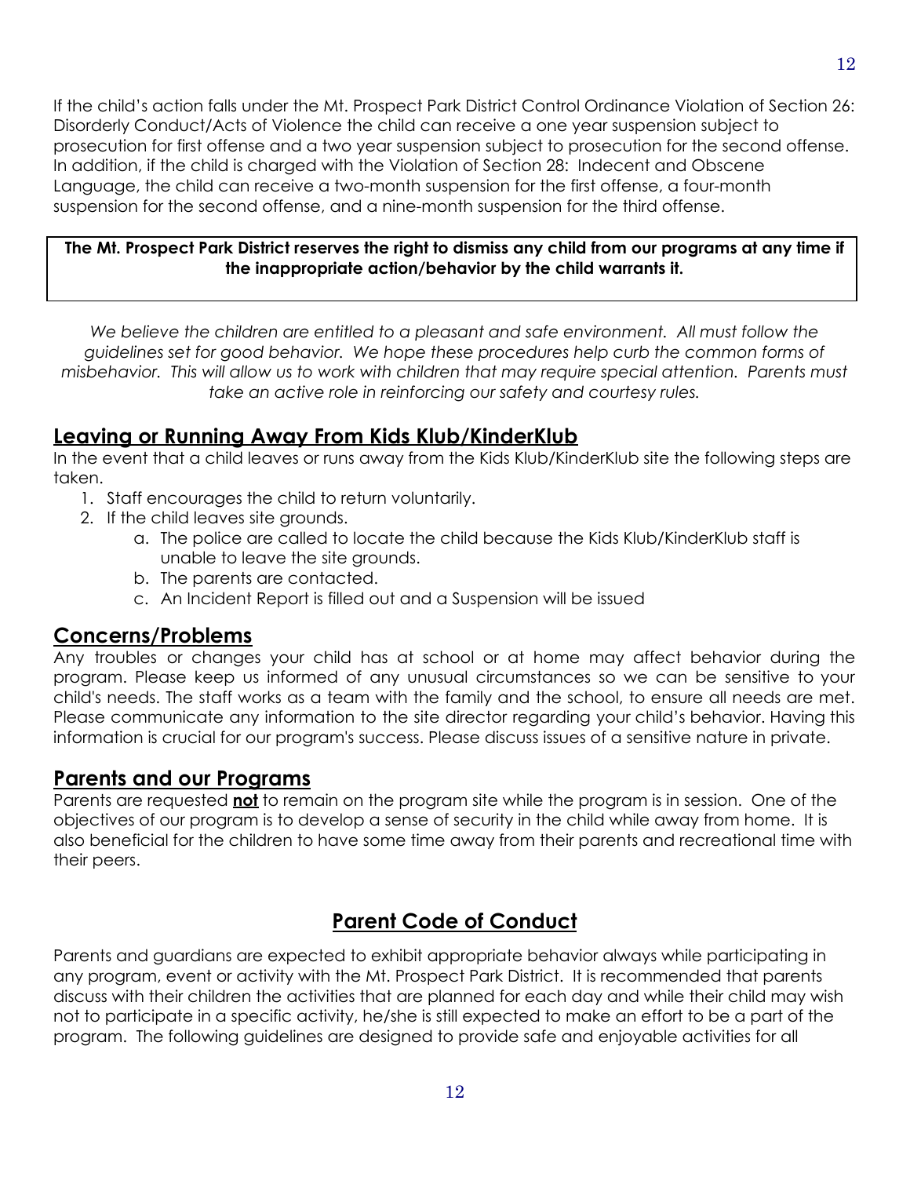If the child's action falls under the Mt. Prospect Park District Control Ordinance Violation of Section 26: Disorderly Conduct/Acts of Violence the child can receive a one year suspension subject to prosecution for first offense and a two year suspension subject to prosecution for the second offense. In addition, if the child is charged with the Violation of Section 28: Indecent and Obscene Language, the child can receive a two-month suspension for the first offense, a four-month suspension for the second offense, and a nine-month suspension for the third offense.

**The Mt. Prospect Park District reserves the right to dismiss any child from our programs at any time if the inappropriate action/behavior by the child warrants it.**

*We believe the children are entitled to a pleasant and safe environment. All must follow the guidelines set for good behavior. We hope these procedures help curb the common forms of misbehavior. This will allow us to work with children that may require special attention. Parents must take an active role in reinforcing our safety and courtesy rules.*

## Leaving or Running Away From Kids Klub/KinderKlub

In the event that a child leaves or runs away from the Kids Klub/KinderKlub site the following steps are taken.

1. Staff encourages the child to return voluntarily.
2. If the child leaves site grounds.
    a. The police are called to locate the child because the Kids Klub/KinderKlub staff is unable to leave the site grounds.
    b. The parents are contacted.
    c. An Incident Report is filled out and a Suspension will be issued

## Concerns/Problems

Any troubles or changes your child has at school or at home may affect behavior during the program. Please keep us informed of any unusual circumstances so we can be sensitive to your child's needs. The staff works as a team with the family and the school, to ensure all needs are met. Please communicate any information to the site director regarding your child's behavior. Having this information is crucial for our program's success. Please discuss issues of a sensitive nature in private.

## Parents and our Programs

Parents are requested **not** to remain on the program site while the program is in session. One of the objectives of our program is to develop a sense of security in the child while away from home. It is also beneficial for the children to have some time away from their parents and recreational time with their peers.

## Parent Code of Conduct

Parents and guardians are expected to exhibit appropriate behavior always while participating in any program, event or activity with the Mt. Prospect Park District. It is recommended that parents discuss with their children the activities that are planned for each day and while their child may wish not to participate in a specific activity, he/she is still expected to make an effort to be a part of the program. The following guidelines are designed to provide safe and enjoyable activities for all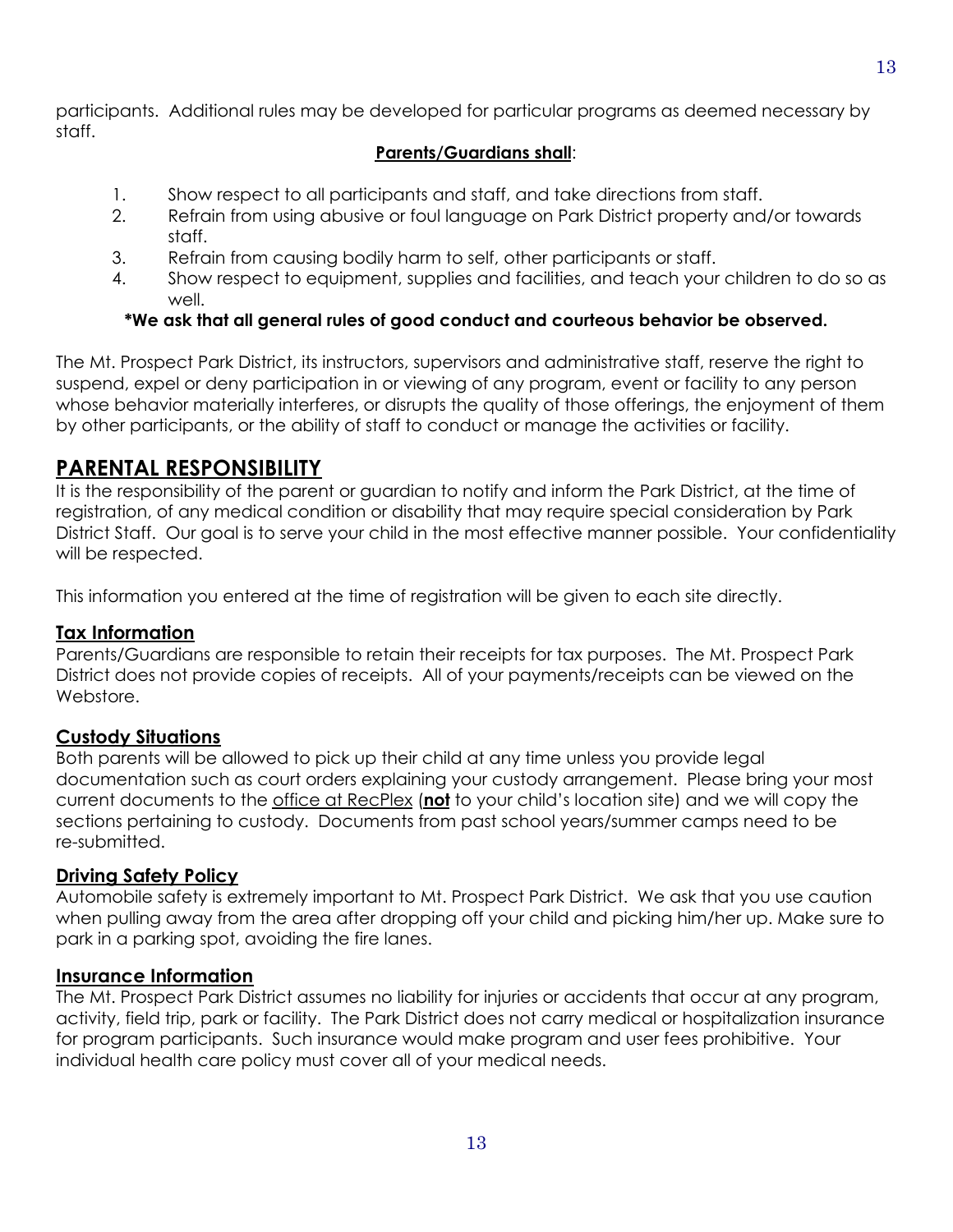participants. Additional rules may be developed for particular programs as deemed necessary by staff.

**Parents/Guardians shall**:

1. Show respect to all participants and staff, and take directions from staff.
2. Refrain from using abusive or foul language on Park District property and/or towards staff.
3. Refrain from causing bodily harm to self, other participants or staff.
4. Show respect to equipment, supplies and facilities, and teach your children to do so as well.

**\*We ask that all general rules of good conduct and courteous behavior be observed.**

The Mt. Prospect Park District, its instructors, supervisors and administrative staff, reserve the right to suspend, expel or deny participation in or viewing of any program, event or facility to any person whose behavior materially interferes, or disrupts the quality of those offerings, the enjoyment of them by other participants, or the ability of staff to conduct or manage the activities or facility.

## PARENTAL RESPONSIBILITY

It is the responsibility of the parent or guardian to notify and inform the Park District, at the time of registration, of any medical condition or disability that may require special consideration by Park District Staff. Our goal is to serve your child in the most effective manner possible. Your confidentiality will be respected.

This information you entered at the time of registration will be given to each site directly.

### Tax Information

Parents/Guardians are responsible to retain their receipts for tax purposes. The Mt. Prospect Park District does not provide copies of receipts. All of your payments/receipts can be viewed on the Webstore.

### Custody Situations

Both parents will be allowed to pick up their child at any time unless you provide legal documentation such as court orders explaining your custody arrangement. Please bring your most current documents to the office at RecPlex (**not** to your child's location site) and we will copy the sections pertaining to custody. Documents from past school years/summer camps need to be re-submitted.

### Driving Safety Policy

Automobile safety is extremely important to Mt. Prospect Park District. We ask that you use caution when pulling away from the area after dropping off your child and picking him/her up. Make sure to park in a parking spot, avoiding the fire lanes.

### Insurance Information

The Mt. Prospect Park District assumes no liability for injuries or accidents that occur at any program, activity, field trip, park or facility. The Park District does not carry medical or hospitalization insurance for program participants. Such insurance would make program and user fees prohibitive. Your individual health care policy must cover all of your medical needs.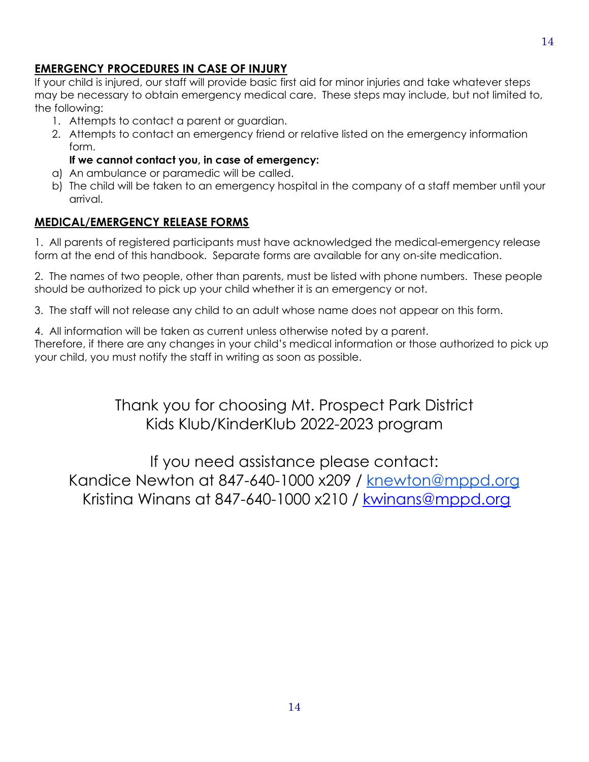## EMERGENCY PROCEDURES IN CASE OF INJURY

If your child is injured, our staff will provide basic first aid for minor injuries and take whatever steps may be necessary to obtain emergency medical care. These steps may include, but not limited to, the following:

1. Attempts to contact a parent or guardian.
2. Attempts to contact an emergency friend or relative listed on the emergency information form.

   **If we cannot contact you, in case of emergency:**

a) An ambulance or paramedic will be called.
b) The child will be taken to an emergency hospital in the company of a staff member until your arrival.

## MEDICAL/EMERGENCY RELEASE FORMS

1. All parents of registered participants must have acknowledged the medical-emergency release form at the end of this handbook. Separate forms are available for any on-site medication.

2. The names of two people, other than parents, must be listed with phone numbers. These people should be authorized to pick up your child whether it is an emergency or not.

3. The staff will not release any child to an adult whose name does not appear on this form.

4. All information will be taken as current unless otherwise noted by a parent.
Therefore, if there are any changes in your child's medical information or those authorized to pick up your child, you must notify the staff in writing as soon as possible.

Thank you for choosing Mt. Prospect Park District
Kids Klub/KinderKlub 2022-2023 program

If you need assistance please contact:
Kandice Newton at 847-640-1000 x209 / knewton@mppd.org
Kristina Winans at 847-640-1000 x210 / kwinans@mppd.org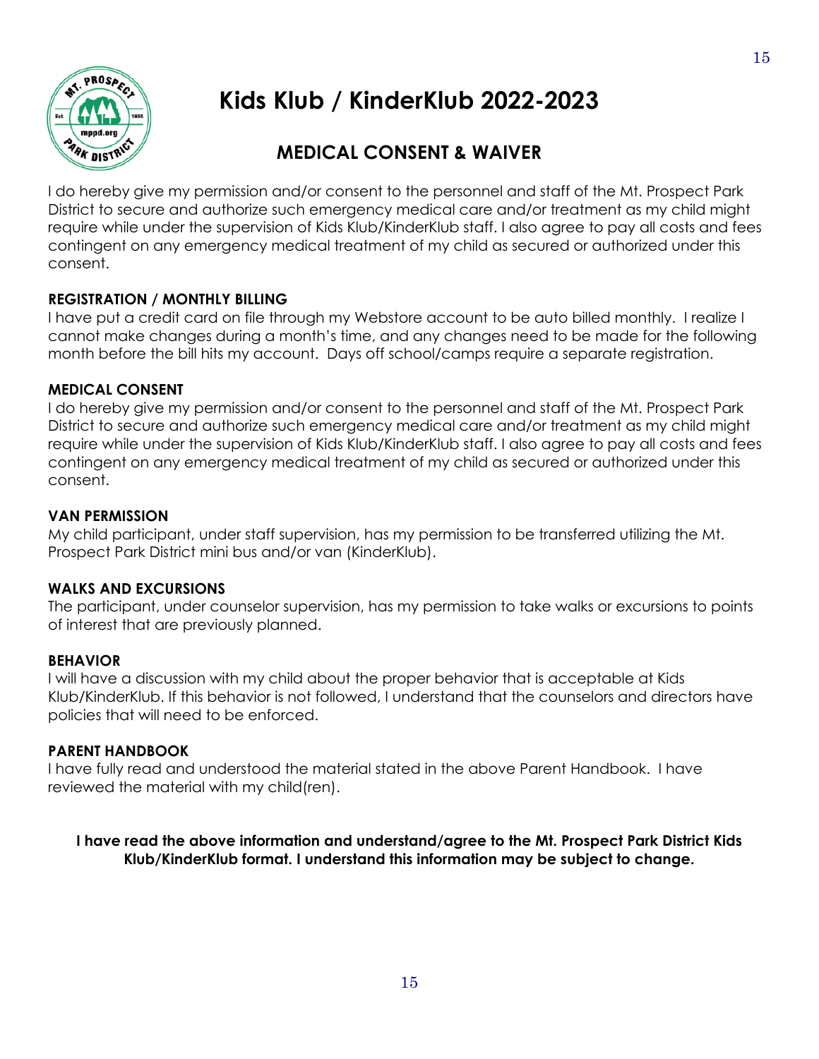# Kids Klub / KinderKlub 2022-2023

## MEDICAL CONSENT & WAIVER

I do hereby give my permission and/or consent to the personnel and staff of the Mt. Prospect Park District to secure and authorize such emergency medical care and/or treatment as my child might require while under the supervision of Kids Klub/KinderKlub staff. I also agree to pay all costs and fees contingent on any emergency medical treatment of my child as secured or authorized under this consent.

**REGISTRATION / MONTHLY BILLING**
I have put a credit card on file through my Webstore account to be auto billed monthly. I realize I cannot make changes during a month's time, and any changes need to be made for the following month before the bill hits my account. Days off school/camps require a separate registration.

**MEDICAL CONSENT**
I do hereby give my permission and/or consent to the personnel and staff of the Mt. Prospect Park District to secure and authorize such emergency medical care and/or treatment as my child might require while under the supervision of Kids Klub/KinderKlub staff. I also agree to pay all costs and fees contingent on any emergency medical treatment of my child as secured or authorized under this consent.

**VAN PERMISSION**
My child participant, under staff supervision, has my permission to be transferred utilizing the Mt. Prospect Park District mini bus and/or van (KinderKlub).

**WALKS AND EXCURSIONS**
The participant, under counselor supervision, has my permission to take walks or excursions to points of interest that are previously planned.

**BEHAVIOR**
I will have a discussion with my child about the proper behavior that is acceptable at Kids Klub/KinderKlub. If this behavior is not followed, I understand that the counselors and directors have policies that will need to be enforced.

**PARENT HANDBOOK**
I have fully read and understood the material stated in the above Parent Handbook. I have reviewed the material with my child(ren).

**I have read the above information and understand/agree to the Mt. Prospect Park District Kids Klub/KinderKlub format. I understand this information may be subject to change.**